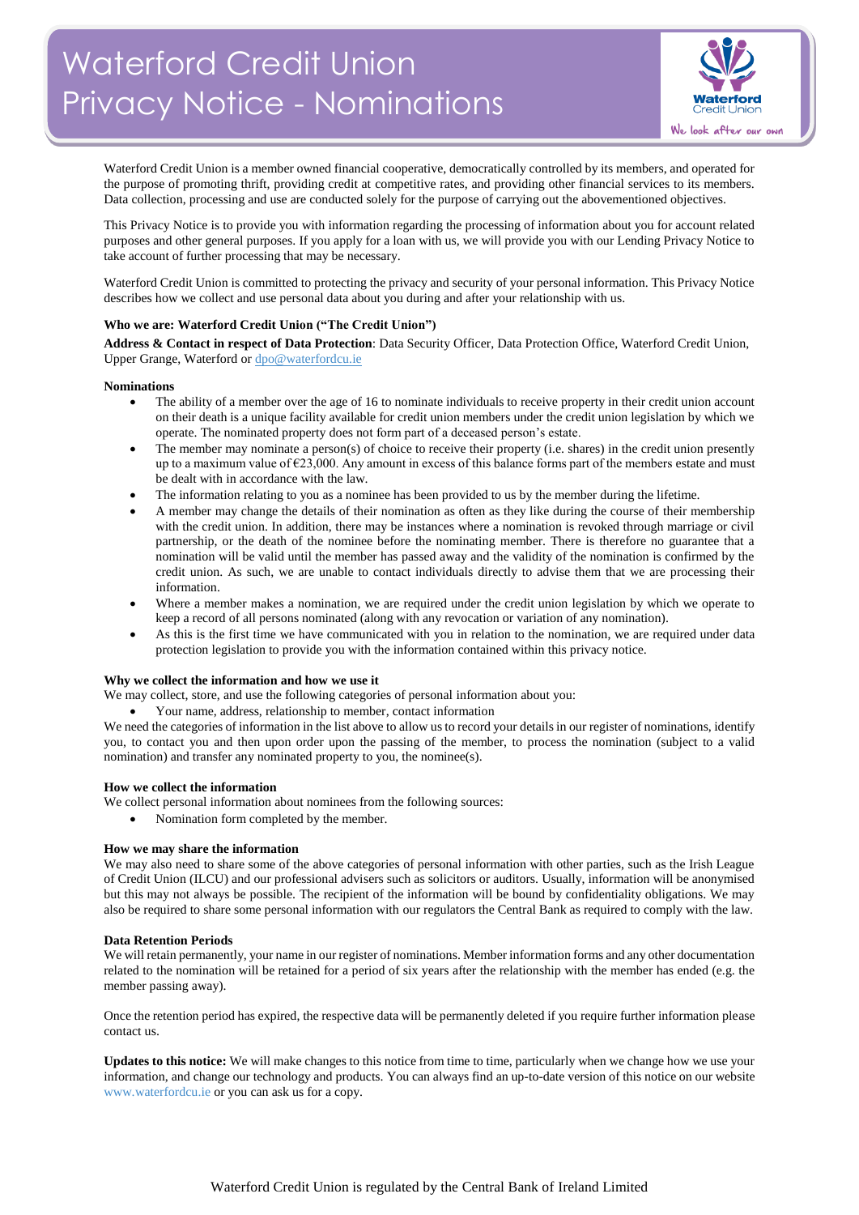# Waterford Credit Union Privacy Notice - Nominations

Waterford Credit Union is a member owned financial cooperative, democratically controlled by its members, and operated for the purpose of promoting thrift, providing credit at competitive rates, and providing other financial services to its members. Data collection, processing and use are conducted solely for the purpose of carrying out the abovementioned objectives.

This Privacy Notice is to provide you with information regarding the processing of information about you for account related purposes and other general purposes. If you apply for a loan with us, we will provide you with our Lending Privacy Notice to take account of further processing that may be necessary.

Waterford Credit Union is committed to protecting the privacy and security of your personal information. This Privacy Notice describes how we collect and use personal data about you during and after your relationship with us.

**Who we are: Waterford Credit Union ("The Credit Union")**

**Address & Contact in respect of Data Protection**: Data Security Officer, Data Protection Office, Waterford Credit Union, Upper Grange, Waterford or dpo@waterfordcu.ie

**Nominations**

- The ability of a member over the age of 16 to nominate individuals to receive property in their credit union account on their death is a unique facility available for credit union members under the credit union legislation by which we operate. The nominated property does not form part of a deceased person's estate.
- The member may nominate a person(s) of choice to receive their property (i.e. shares) in the credit union presently up to a maximum value of €23,000. Any amount in excess of this balance forms part of the members estate and must be dealt with in accordance with the law.
- The information relating to you as a nominee has been provided to us by the member during the lifetime.
- A member may change the details of their nomination as often as they like during the course of their membership with the credit union. In addition, there may be instances where a nomination is revoked through marriage or civil partnership, or the death of the nominee before the nominating member. There is therefore no guarantee that a nomination will be valid until the member has passed away and the validity of the nomination is confirmed by the credit union. As such, we are unable to contact individuals directly to advise them that we are processing their information.
- Where a member makes a nomination, we are required under the credit union legislation by which we operate to keep a record of all persons nominated (along with any revocation or variation of any nomination).
- As this is the first time we have communicated with you in relation to the nomination, we are required under data protection legislation to provide you with the information contained within this privacy notice.

**Why we collect the information and how we use it**

We may collect, store, and use the following categories of personal information about you:

- Your name, address, relationship to member, contact information

We need the categories of information in the list above to allow us to record your details in our register of nominations, identify you, to contact you and then upon order upon the passing of the member, to process the nomination (subject to a valid nomination) and transfer any nominated property to you, the nominee(s).

**How we collect the information**

We collect personal information about nominees from the following sources:

- Nomination form completed by the member.

**How we may share the information**

We may also need to share some of the above categories of personal information with other parties, such as the Irish League of Credit Union (ILCU) and our professional advisers such as solicitors or auditors. Usually, information will be anonymised but this may not always be possible. The recipient of the information will be bound by confidentiality obligations. We may also be required to share some personal information with our regulators the Central Bank as required to comply with the law.

**Data Retention Periods**

We will retain permanently, your name in our register of nominations. Member information forms and any other documentation related to the nomination will be retained for a period of six years after the relationship with the member has ended (e.g. the member passing away).

Once the retention period has expired, the respective data will be permanently deleted if you require further information please contact us.

**Updates to this notice:** We will make changes to this notice from time to time, particularly when we change how we use your information, and change our technology and products. You can always find an up-to-date version of this notice on our website www.waterfordcu.ie or you can ask us for a copy.

Waterford Credit Union is regulated by the Central Bank of Ireland Limited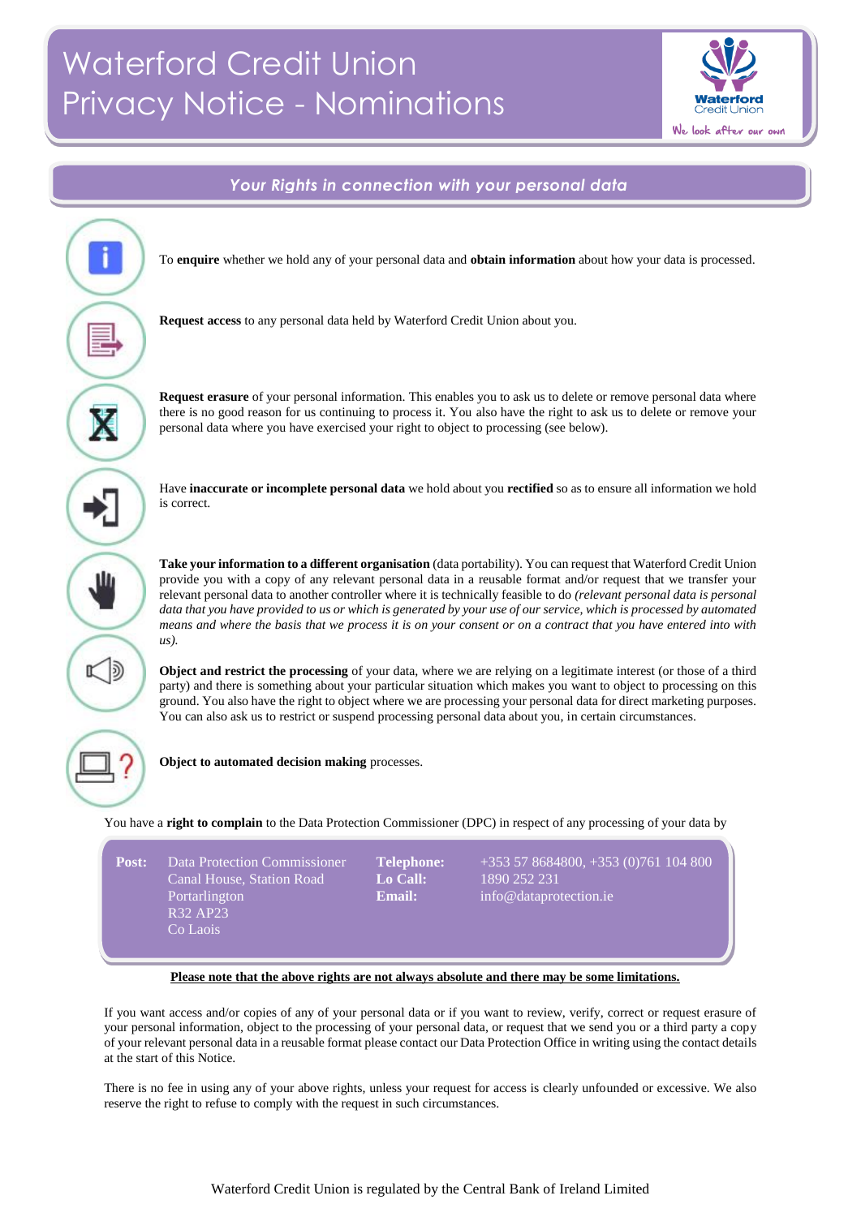# Waterford Credit Union Privacy Notice - Nominations

## Your Rights in connection with your personal data

To **enquire** whether we hold any of your personal data and **obtain information** about how your data is processed.

**Request access** to any personal data held by Waterford Credit Union about you.

**Request erasure** of your personal information. This enables you to ask us to delete or remove personal data where there is no good reason for us continuing to process it. You also have the right to ask us to delete or remove your personal data where you have exercised your right to object to processing (see below).

Have **inaccurate or incomplete personal data** we hold about you **rectified** so as to ensure all information we hold is correct.

**Take your information to a different organisation** (data portability). You can request that Waterford Credit Union provide you with a copy of any relevant personal data in a reusable format and/or request that we transfer your relevant personal data to another controller where it is technically feasible to do *(relevant personal data is personal data that you have provided to us or which is generated by your use of our service, which is processed by automated means and where the basis that we process it is on your consent or on a contract that you have entered into with us).*

**Object and restrict the processing** of your data, where we are relying on a legitimate interest (or those of a third party) and there is something about your particular situation which makes you want to object to processing on this ground. You also have the right to object where we are processing your personal data for direct marketing purposes. You can also ask us to restrict or suspend processing personal data about you, in certain circumstances.

**Object to automated decision making** processes.

You have a **right to complain** to the Data Protection Commissioner (DPC) in respect of any processing of your data by

| | | | |
|---|---|---|---|
| **Post:** | Data Protection Commissioner<br>Canal House, Station Road<br>Portarlington<br>R32 AP23<br>Co Laois | **Telephone:**<br>**Lo Call:**<br>**Email:** | +353 57 8684800, +353 (0)761 104 800<br>1890 252 231<br>info@dataprotection.ie |

**<u>Please note that the above rights are not always absolute and there may be some limitations.</u>**

If you want access and/or copies of any of your personal data or if you want to review, verify, correct or request erasure of your personal information, object to the processing of your personal data, or request that we send you or a third party a copy of your relevant personal data in a reusable format please contact our Data Protection Office in writing using the contact details at the start of this Notice.

There is no fee in using any of your above rights, unless your request for access is clearly unfounded or excessive. We also reserve the right to refuse to comply with the request in such circumstances.

Waterford Credit Union is regulated by the Central Bank of Ireland Limited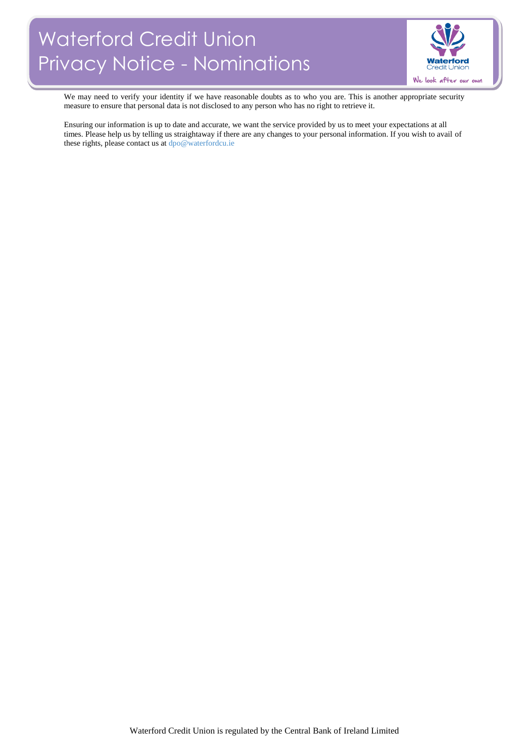We may need to verify your identity if we have reasonable doubts as to who you are. This is another appropriate security measure to ensure that personal data is not disclosed to any person who has no right to retrieve it.

Ensuring our information is up to date and accurate, we want the service provided by us to meet your expectations at all times. Please help us by telling us straightaway if there are any changes to your personal information. If you wish to avail of these rights, please contact us at dpo@waterfordcu.ie